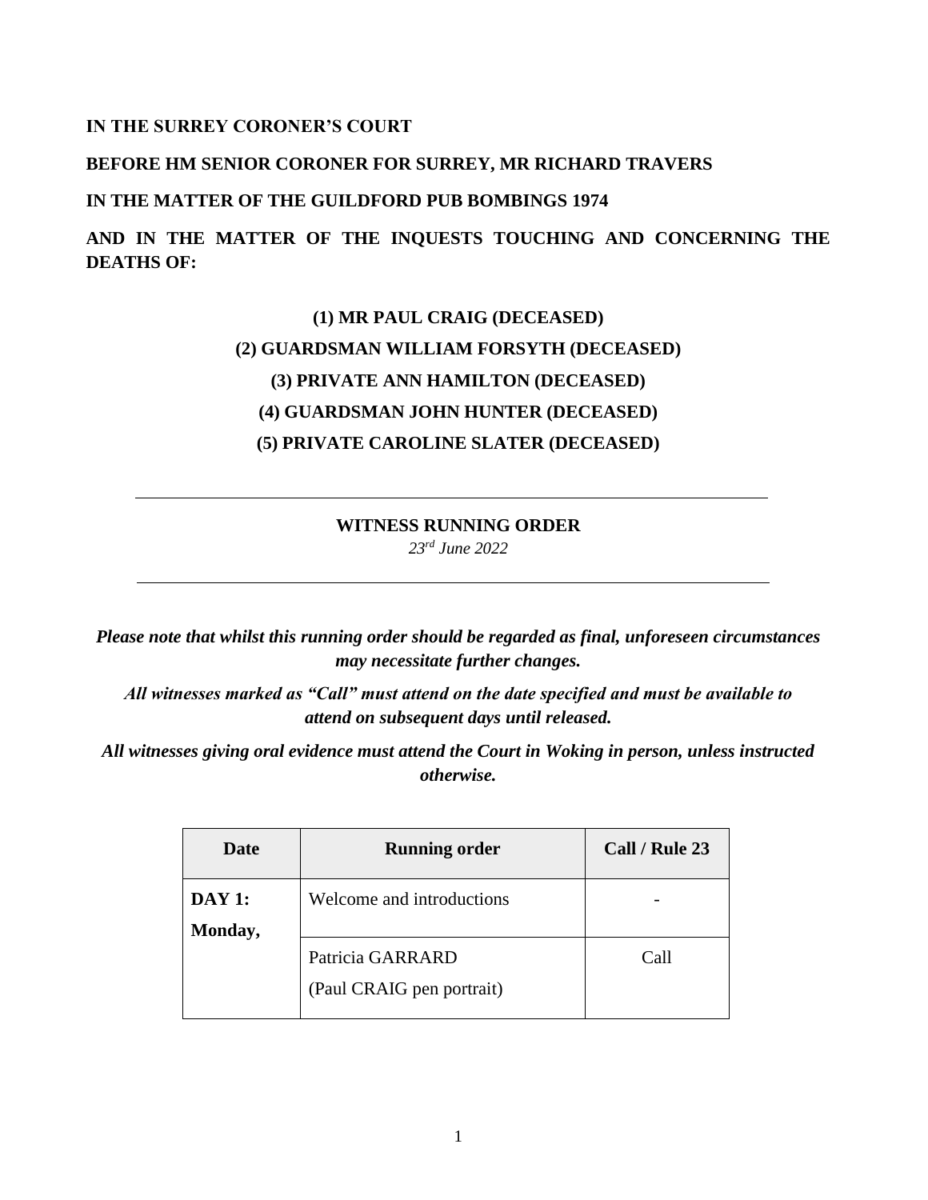**IN THE SURREY CORONER'S COURT**

**BEFORE HM SENIOR CORONER FOR SURREY, MR RICHARD TRAVERS**

**IN THE MATTER OF THE GUILDFORD PUB BOMBINGS 1974**

**AND IN THE MATTER OF THE INQUESTS TOUCHING AND CONCERNING THE DEATHS OF:**

**(1) MR PAUL CRAIG (DECEASED)**

**(2) GUARDSMAN WILLIAM FORSYTH (DECEASED)**

**(3) PRIVATE ANN HAMILTON (DECEASED)**

**(4) GUARDSMAN JOHN HUNTER (DECEASED)**

**(5) PRIVATE CAROLINE SLATER (DECEASED)**

---

**WITNESS RUNNING ORDER**

*23rd June 2022*

---

***Please note that whilst this running order should be regarded as final, unforeseen circumstances may necessitate further changes.***

***All witnesses marked as "Call" must attend on the date specified and must be available to attend on subsequent days until released.***

***All witnesses giving oral evidence must attend the Court in Woking in person, unless instructed otherwise.***

| Date | Running order | Call / Rule 23 |
|---|---|---|
| **DAY 1: Monday,** | Welcome and introductions | - |
| | Patricia GARRARD (Paul CRAIG pen portrait) | Call |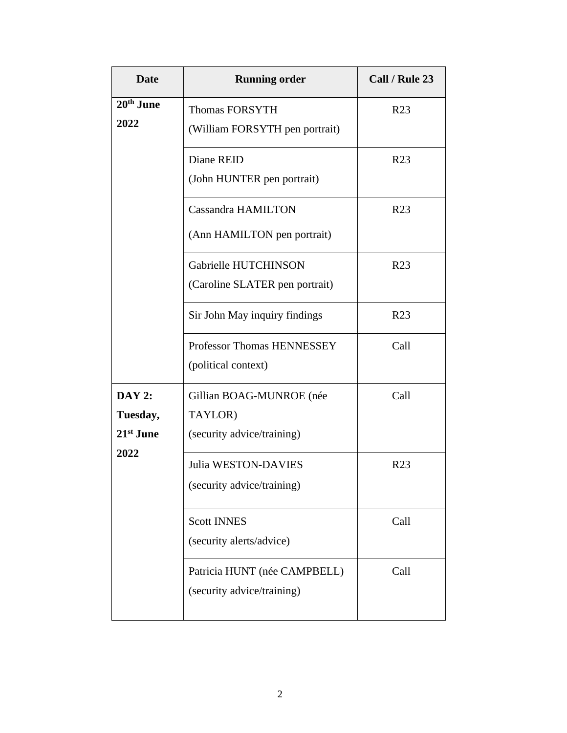| Date | Running order | Call / Rule 23 |
| --- | --- | --- |
| **20th June 2022** | Thomas FORSYTH (William FORSYTH pen portrait) | R23 |
| | Diane REID (John HUNTER pen portrait) | R23 |
| | Cassandra HAMILTON (Ann HAMILTON pen portrait) | R23 |
| | Gabrielle HUTCHINSON (Caroline SLATER pen portrait) | R23 |
| | Sir John May inquiry findings | R23 |
| | Professor Thomas HENNESSEY (political context) | Call |
| **DAY 2: Tuesday, 21st June 2022** | Gillian BOAG-MUNROE (née TAYLOR) (security advice/training) | Call |
| | Julia WESTON-DAVIES (security advice/training) | R23 |
| | Scott INNES (security alerts/advice) | Call |
| | Patricia HUNT (née CAMPBELL) (security advice/training) | Call |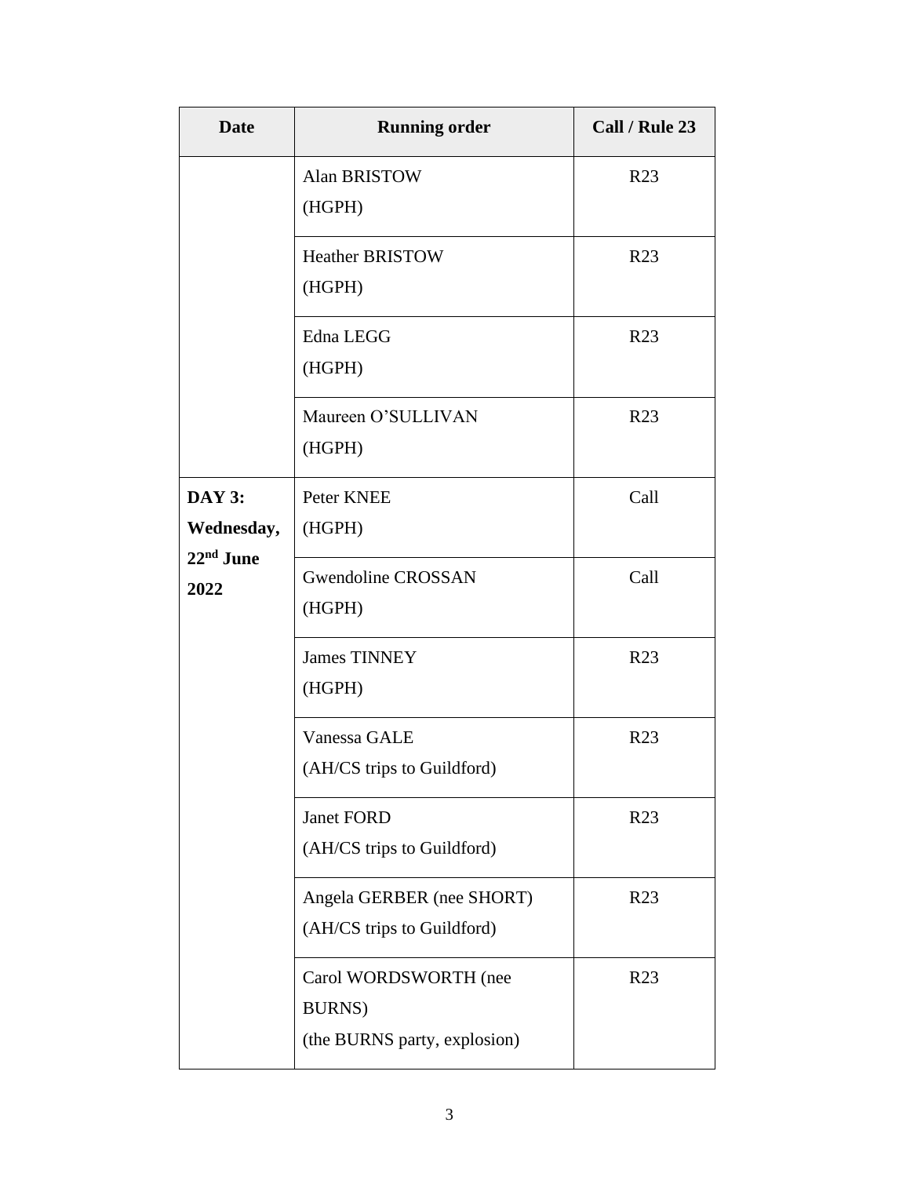| Date | Running order | Call / Rule 23 |
|---|---|---|
| | Alan BRISTOW (HGPH) | R23 |
| | Heather BRISTOW (HGPH) | R23 |
| | Edna LEGG (HGPH) | R23 |
| | Maureen O'SULLIVAN (HGPH) | R23 |
| **DAY 3: Wednesday, 22nd June 2022** | Peter KNEE (HGPH) | Call |
| | Gwendoline CROSSAN (HGPH) | Call |
| | James TINNEY (HGPH) | R23 |
| | Vanessa GALE (AH/CS trips to Guildford) | R23 |
| | Janet FORD (AH/CS trips to Guildford) | R23 |
| | Angela GERBER (nee SHORT) (AH/CS trips to Guildford) | R23 |
| | Carol WORDSWORTH (nee BURNS) (the BURNS party, explosion) | R23 |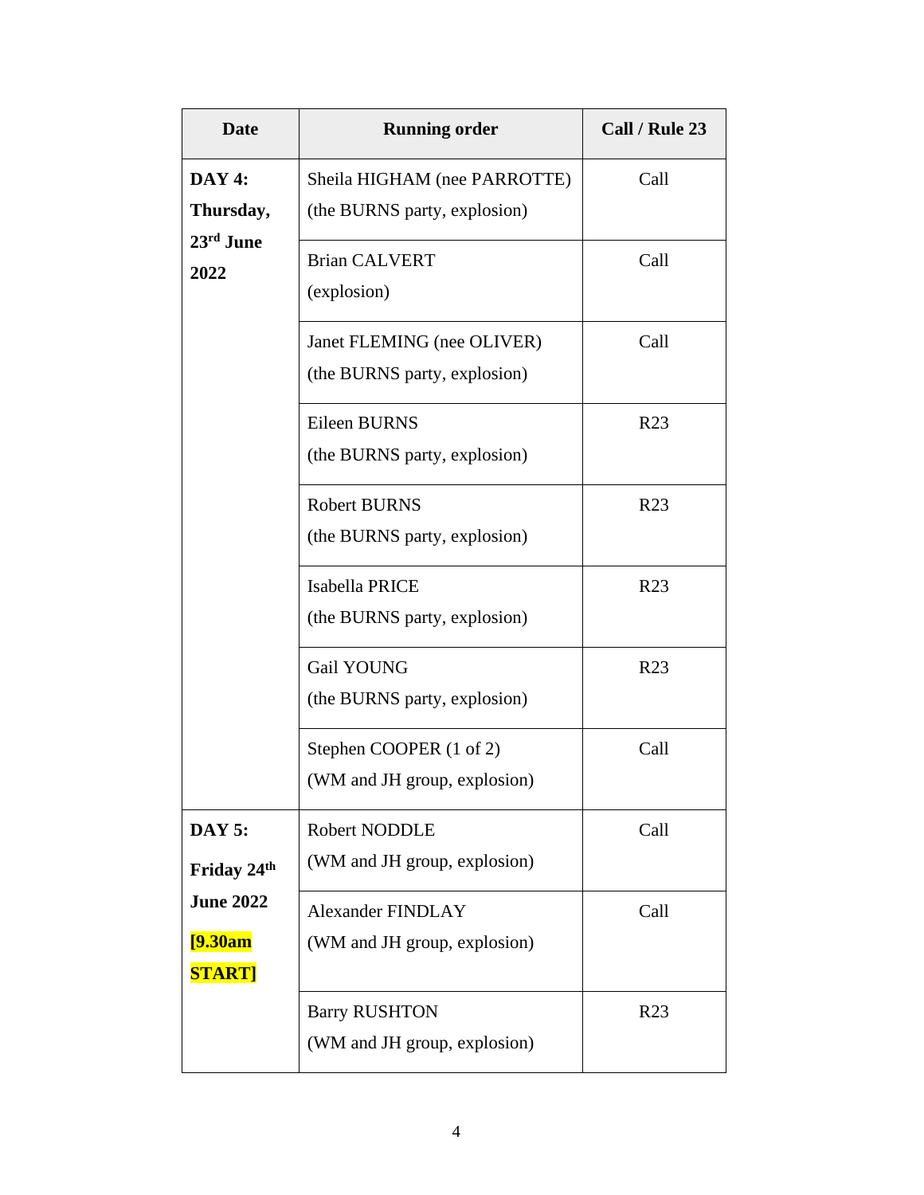| Date | Running order | Call / Rule 23 |
| --- | --- | --- |
| **DAY 4: Thursday, 23rd June 2022** | Sheila HIGHAM (nee PARROTTE) (the BURNS party, explosion) | Call |
| | Brian CALVERT (explosion) | Call |
| | Janet FLEMING (nee OLIVER) (the BURNS party, explosion) | Call |
| | Eileen BURNS (the BURNS party, explosion) | R23 |
| | Robert BURNS (the BURNS party, explosion) | R23 |
| | Isabella PRICE (the BURNS party, explosion) | R23 |
| | Gail YOUNG (the BURNS party, explosion) | R23 |
| | Stephen COOPER (1 of 2) (WM and JH group, explosion) | Call |
| **DAY 5: Friday 24th June 2022 [9.30am START]** | Robert NODDLE (WM and JH group, explosion) | Call |
| | Alexander FINDLAY (WM and JH group, explosion) | Call |
| | Barry RUSHTON (WM and JH group, explosion) | R23 |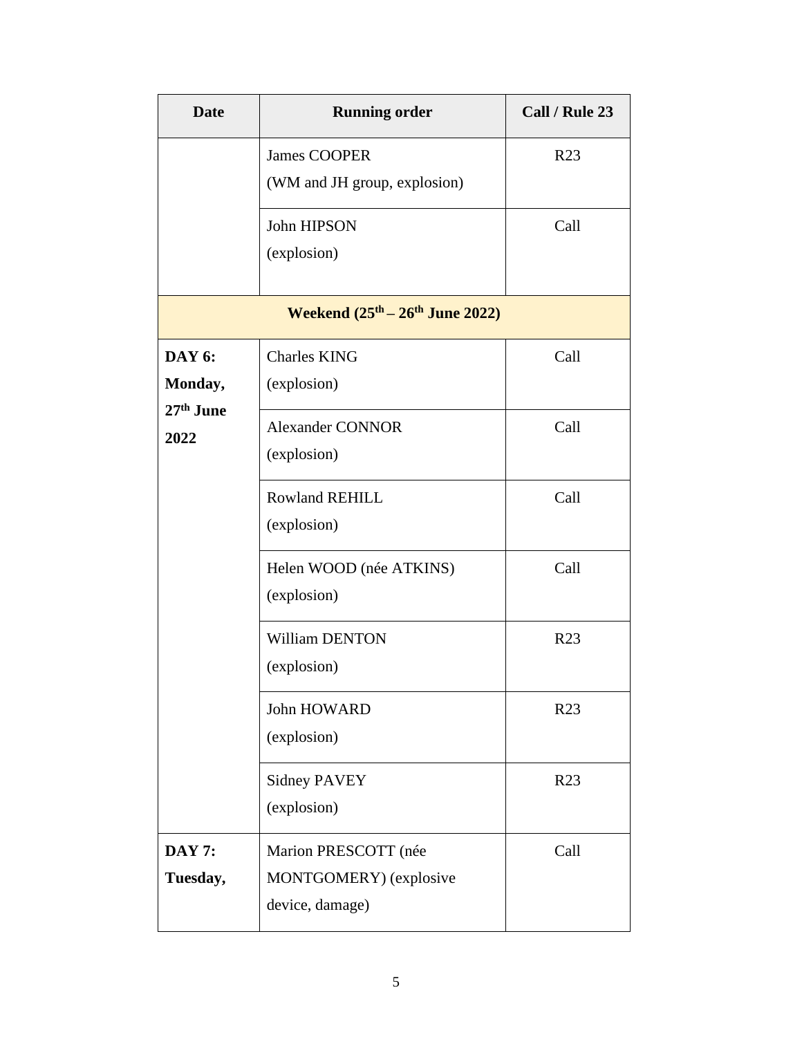| Date | Running order | Call / Rule 23 |
|---|---|---|
| | James COOPER (WM and JH group, explosion) | R23 |
| | John HIPSON (explosion) | Call |
| **Weekend (25th – 26th June 2022)** | | |
| **DAY 6: Monday, 27th June 2022** | Charles KING (explosion) | Call |
| | Alexander CONNOR (explosion) | Call |
| | Rowland REHILL (explosion) | Call |
| | Helen WOOD (née ATKINS) (explosion) | Call |
| | William DENTON (explosion) | R23 |
| | John HOWARD (explosion) | R23 |
| | Sidney PAVEY (explosion) | R23 |
| **DAY 7: Tuesday,** | Marion PRESCOTT (née MONTGOMERY) (explosive device, damage) | Call |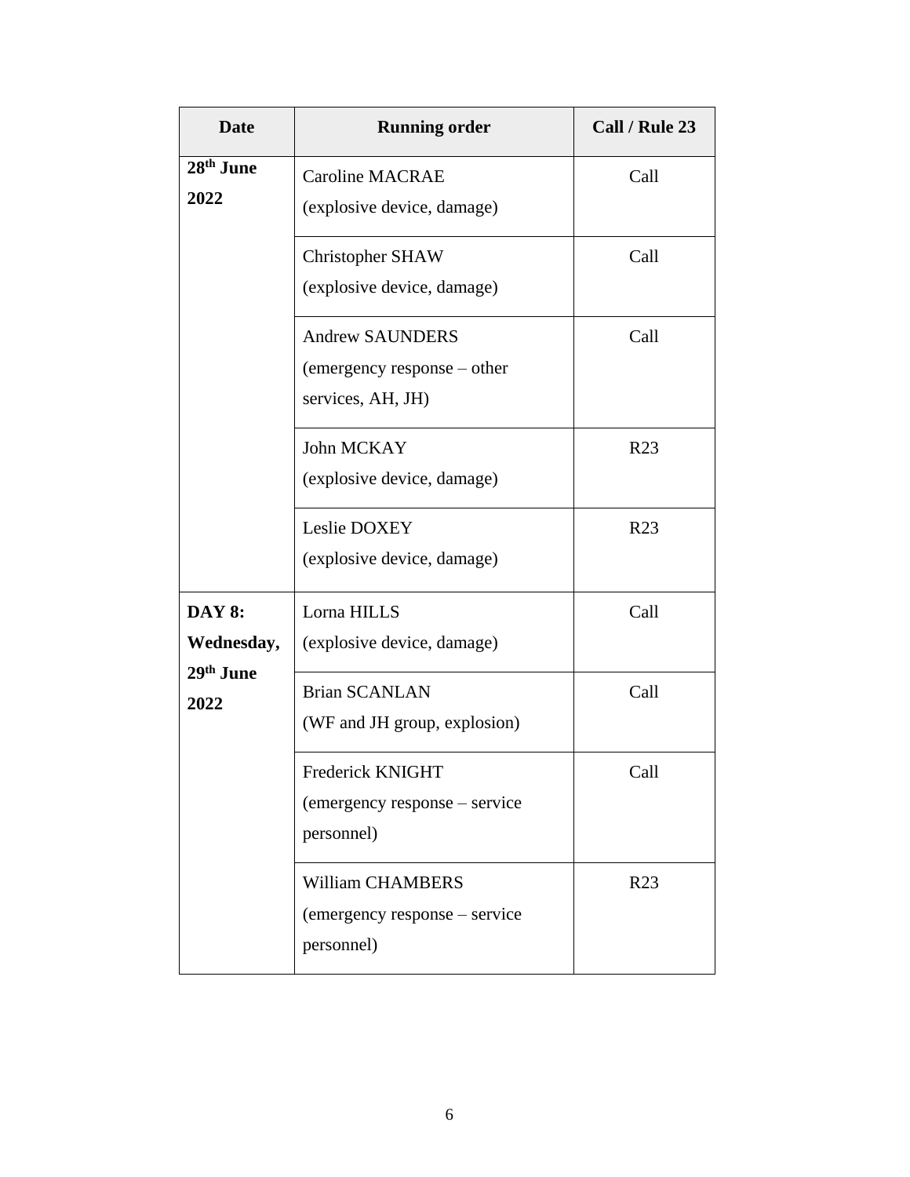| Date | Running order | Call / Rule 23 |
| --- | --- | --- |
| 28th June 2022 | Caroline MACRAE (explosive device, damage) | Call |
| | Christopher SHAW (explosive device, damage) | Call |
| | Andrew SAUNDERS (emergency response – other services, AH, JH) | Call |
| | John MCKAY (explosive device, damage) | R23 |
| | Leslie DOXEY (explosive device, damage) | R23 |
| **DAY 8: Wednesday, 29th June 2022** | Lorna HILLS (explosive device, damage) | Call |
| | Brian SCANLAN (WF and JH group, explosion) | Call |
| | Frederick KNIGHT (emergency response – service personnel) | Call |
| | William CHAMBERS (emergency response – service personnel) | R23 |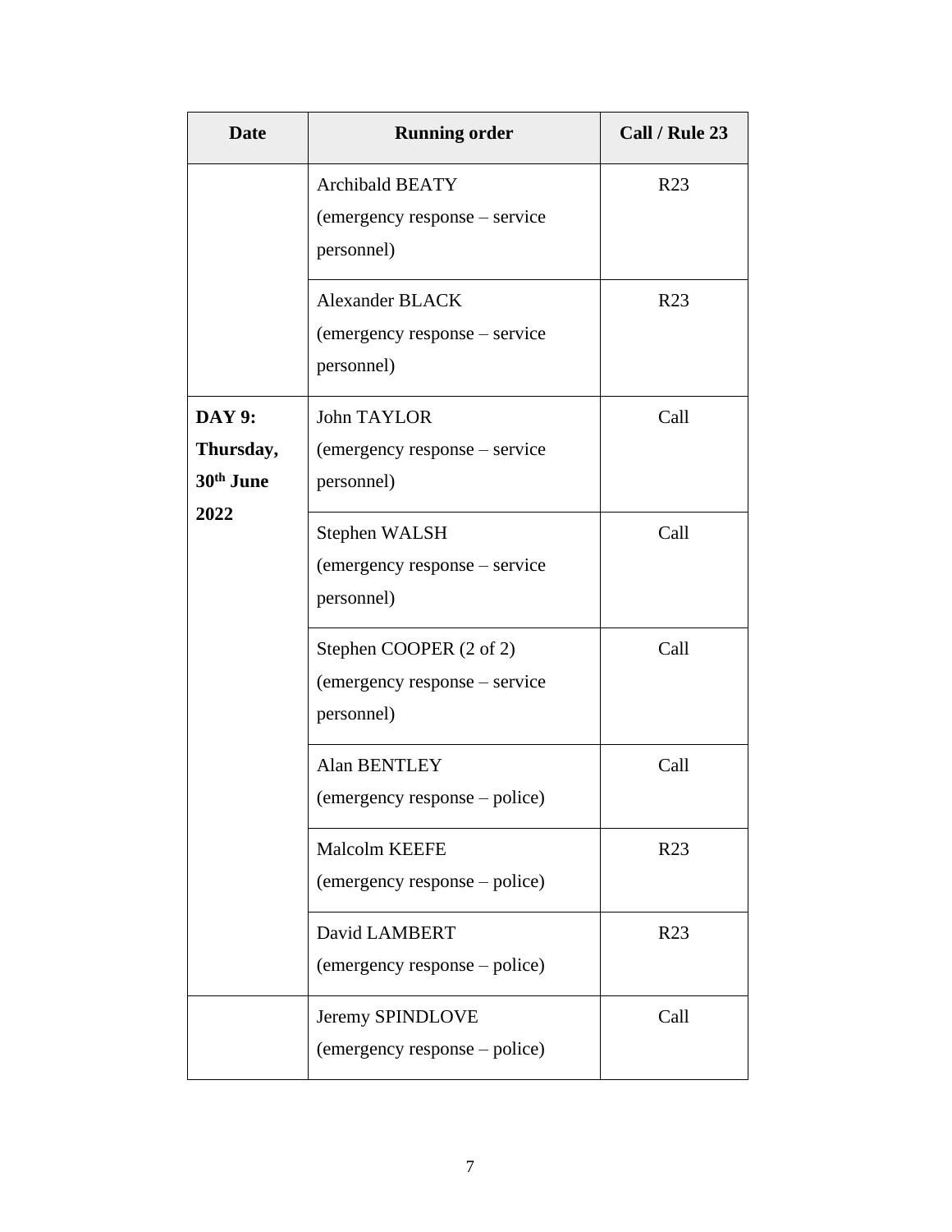| Date | Running order | Call / Rule 23 |
|---|---|---|
| | Archibald BEATY (emergency response – service personnel) | R23 |
| | Alexander BLACK (emergency response – service personnel) | R23 |
| **DAY 9: Thursday, 30th June 2022** | John TAYLOR (emergency response – service personnel) | Call |
| | Stephen WALSH (emergency response – service personnel) | Call |
| | Stephen COOPER (2 of 2) (emergency response – service personnel) | Call |
| | Alan BENTLEY (emergency response – police) | Call |
| | Malcolm KEEFE (emergency response – police) | R23 |
| | David LAMBERT (emergency response – police) | R23 |
| | Jeremy SPINDLOVE (emergency response – police) | Call |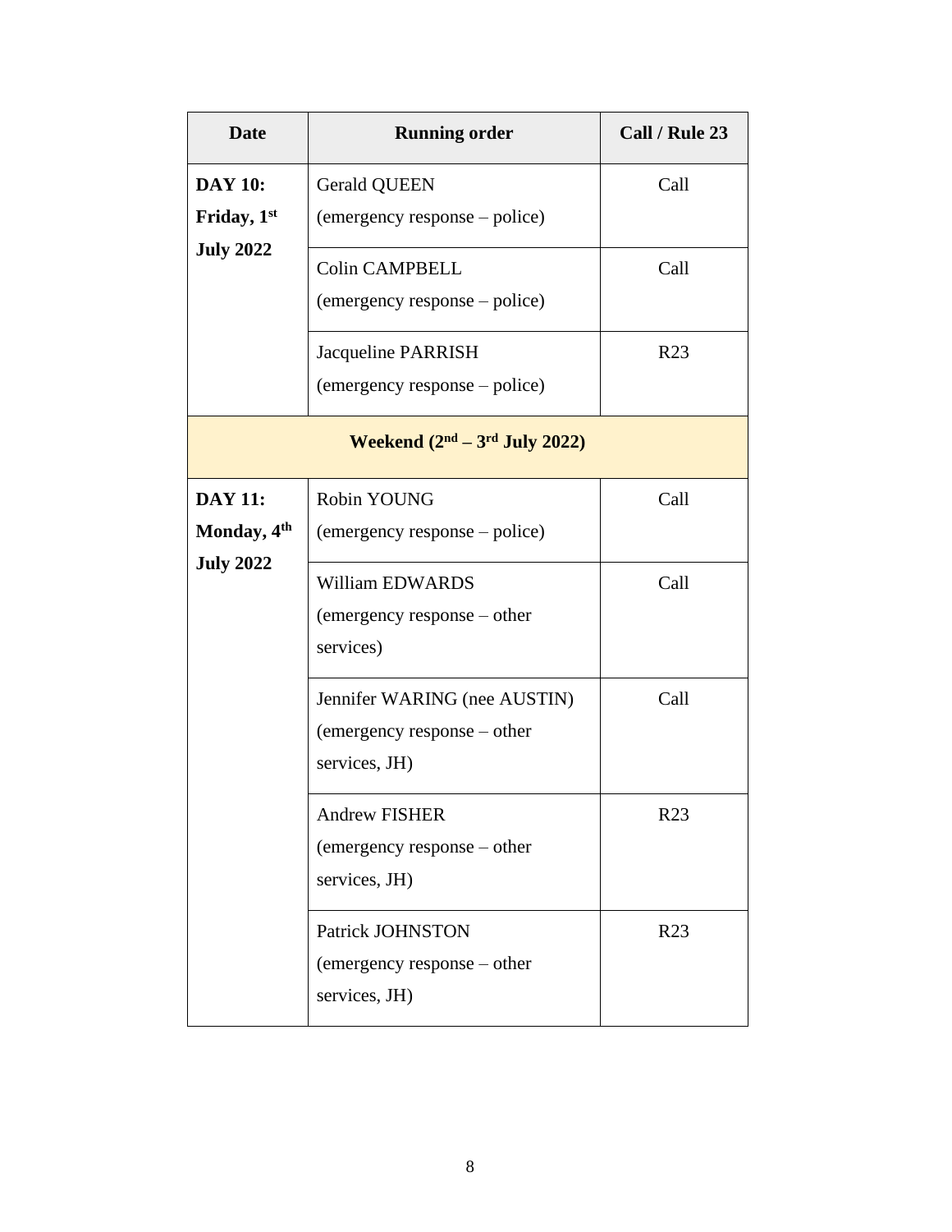| Date | Running order | Call / Rule 23 |
|---|---|---|
| **DAY 10: Friday, 1st July 2022** | Gerald QUEEN (emergency response – police) | Call |
| | Colin CAMPBELL (emergency response – police) | Call |
| | Jacqueline PARRISH (emergency response – police) | R23 |
| **Weekend (2nd – 3rd July 2022)** | | |
| **DAY 11: Monday, 4th July 2022** | Robin YOUNG (emergency response – police) | Call |
| | William EDWARDS (emergency response – other services) | Call |
| | Jennifer WARING (nee AUSTIN) (emergency response – other services, JH) | Call |
| | Andrew FISHER (emergency response – other services, JH) | R23 |
| | Patrick JOHNSTON (emergency response – other services, JH) | R23 |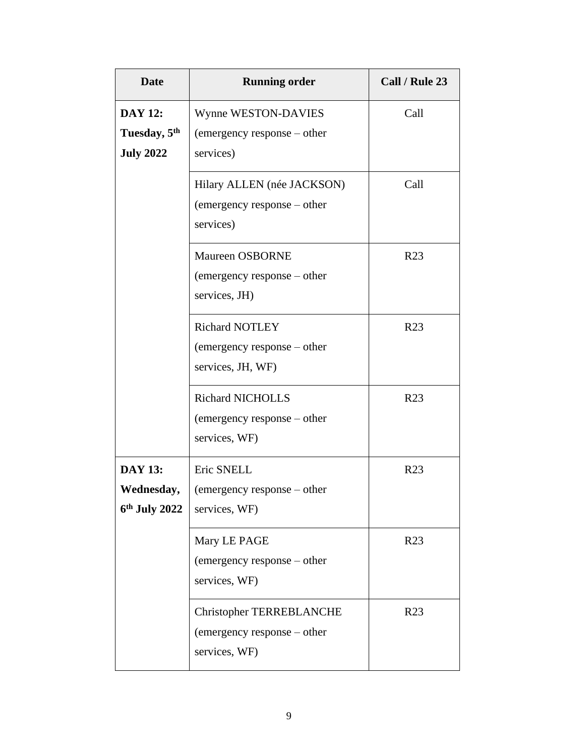| Date | Running order | Call / Rule 23 |
|---|---|---|
| **DAY 12: Tuesday, 5th July 2022** | Wynne WESTON-DAVIES (emergency response – other services) | Call |
| | Hilary ALLEN (née JACKSON) (emergency response – other services) | Call |
| | Maureen OSBORNE (emergency response – other services, JH) | R23 |
| | Richard NOTLEY (emergency response – other services, JH, WF) | R23 |
| | Richard NICHOLLS (emergency response – other services, WF) | R23 |
| **DAY 13: Wednesday, 6th July 2022** | Eric SNELL (emergency response – other services, WF) | R23 |
| | Mary LE PAGE (emergency response – other services, WF) | R23 |
| | Christopher TERREBLANCHE (emergency response – other services, WF) | R23 |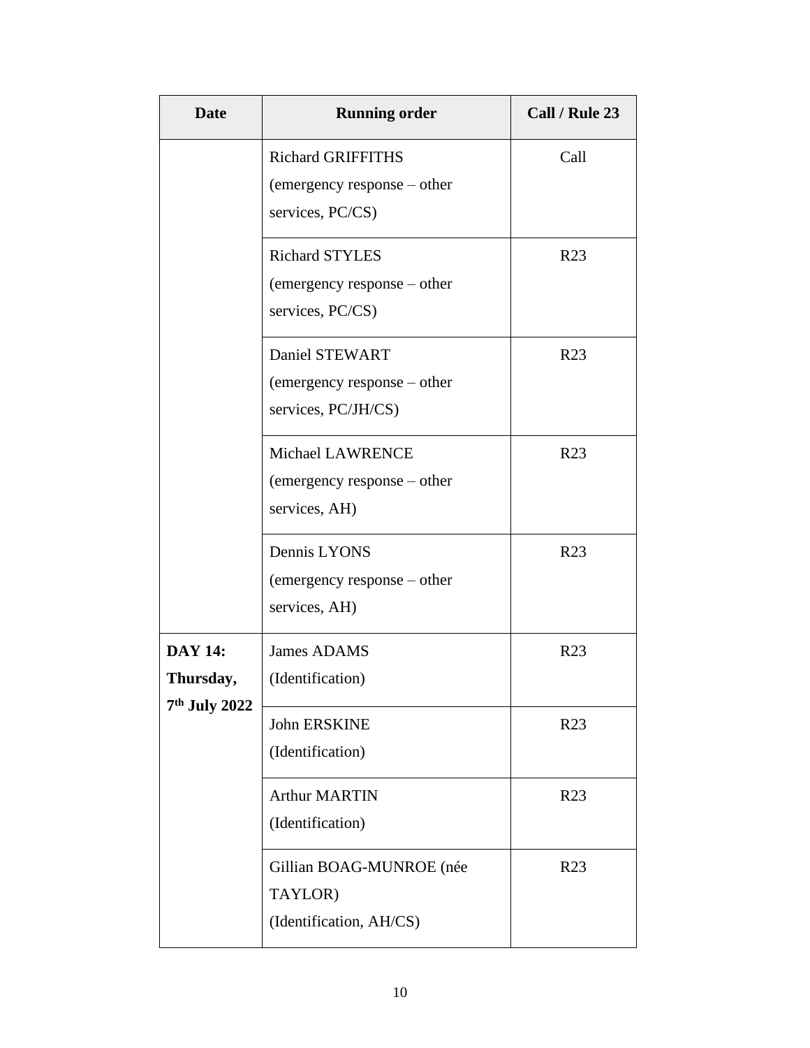| Date | Running order | Call / Rule 23 |
|---|---|---|
| | Richard GRIFFITHS (emergency response – other services, PC/CS) | Call |
| | Richard STYLES (emergency response – other services, PC/CS) | R23 |
| | Daniel STEWART (emergency response – other services, PC/JH/CS) | R23 |
| | Michael LAWRENCE (emergency response – other services, AH) | R23 |
| | Dennis LYONS (emergency response – other services, AH) | R23 |
| **DAY 14: Thursday, 7th July 2022** | James ADAMS (Identification) | R23 |
| | John ERSKINE (Identification) | R23 |
| | Arthur MARTIN (Identification) | R23 |
| | Gillian BOAG-MUNROE (née TAYLOR) (Identification, AH/CS) | R23 |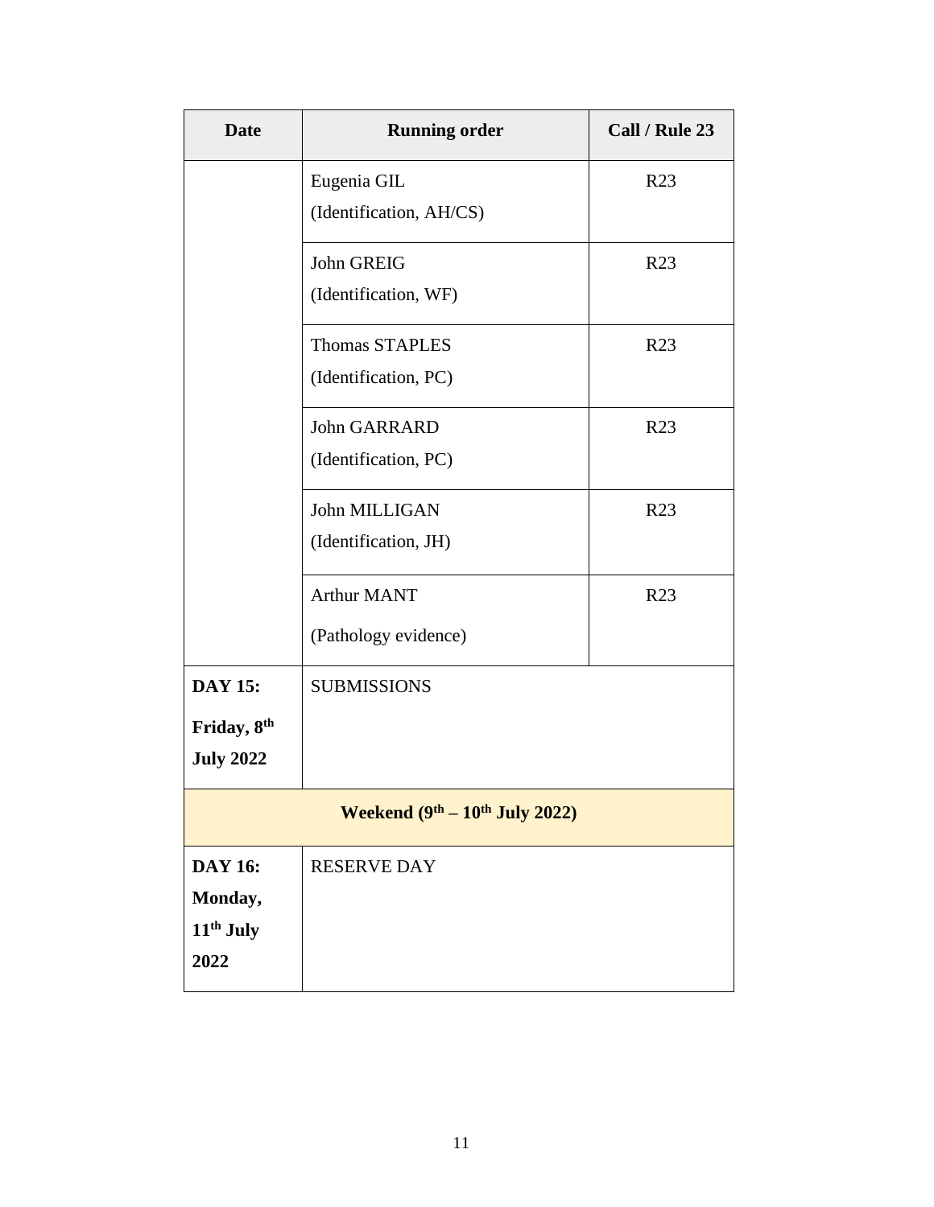| Date | Running order | Call / Rule 23 |
| --- | --- | --- |
| | Eugenia GIL (Identification, AH/CS) | R23 |
| | John GREIG (Identification, WF) | R23 |
| | Thomas STAPLES (Identification, PC) | R23 |
| | John GARRARD (Identification, PC) | R23 |
| | John MILLIGAN (Identification, JH) | R23 |
| | Arthur MANT (Pathology evidence) | R23 |
| **DAY 15: Friday, 8th July 2022** | SUBMISSIONS | |
| **Weekend (9th – 10th July 2022)** | | |
| **DAY 16: Monday, 11th July 2022** | RESERVE DAY | |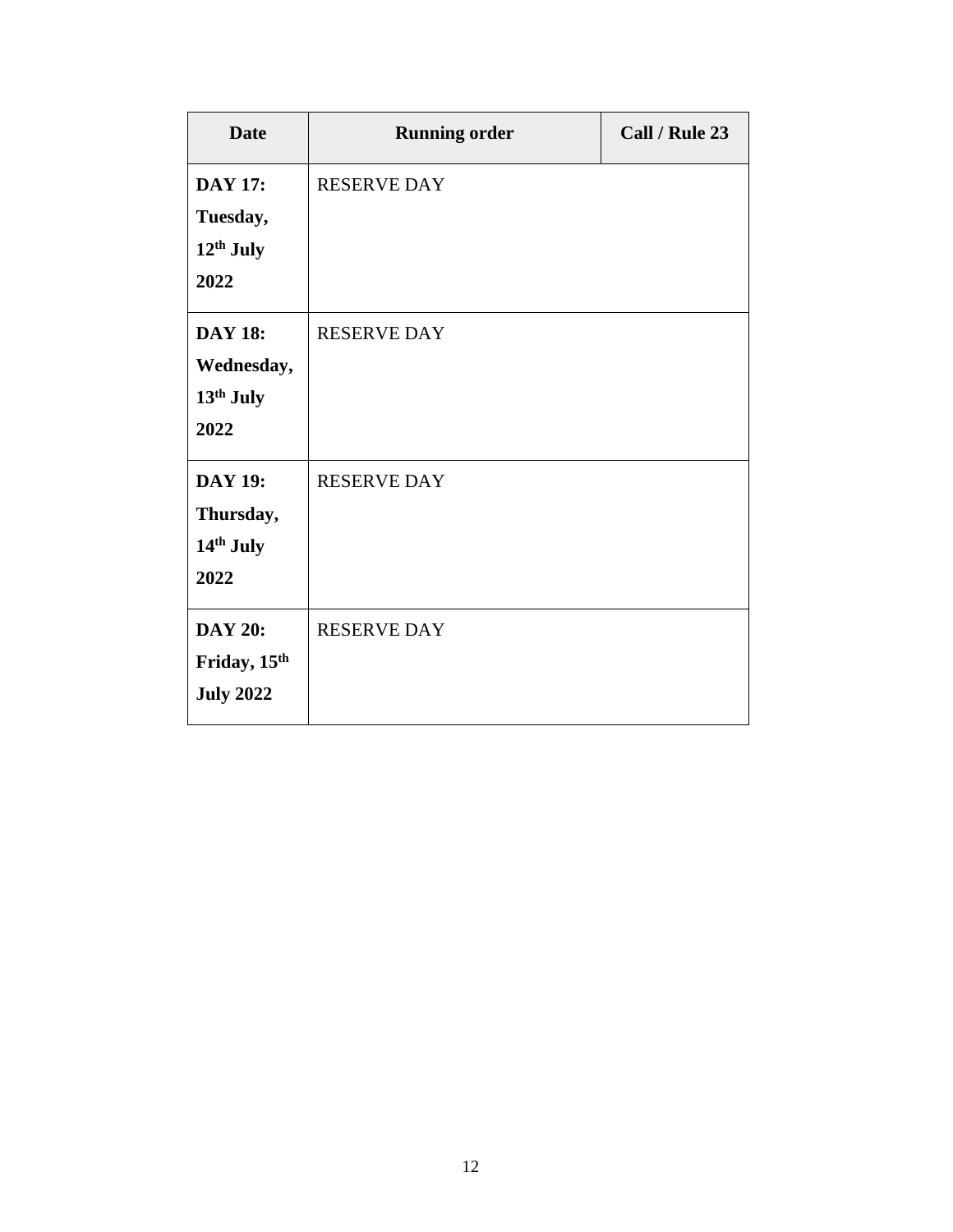| Date | Running order | Call / Rule 23 |
| --- | --- | --- |
| **DAY 17: Tuesday, 12th July 2022** | RESERVE DAY | |
| **DAY 18: Wednesday, 13th July 2022** | RESERVE DAY | |
| **DAY 19: Thursday, 14th July 2022** | RESERVE DAY | |
| **DAY 20: Friday, 15th July 2022** | RESERVE DAY | |